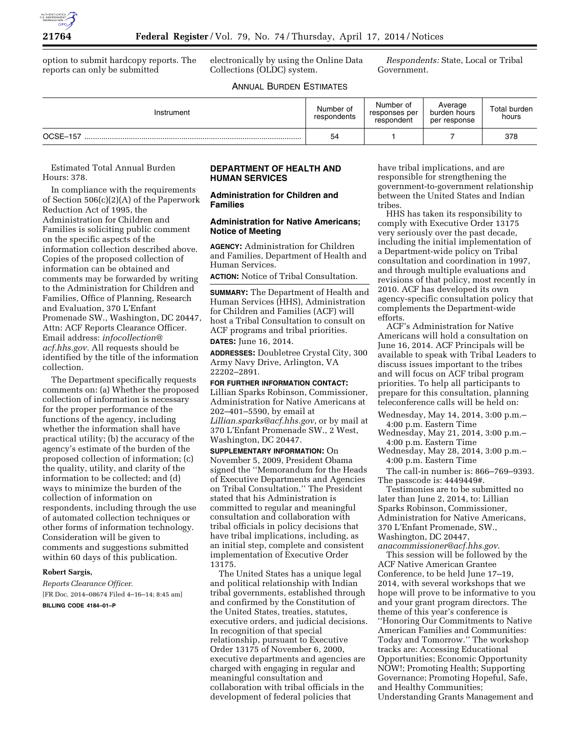option to submit hardcopy reports. The reports can only be submitted electronically by using the Online Data Collections (OLDC) system.

*Respondents:* State, Local or Tribal Government.

ANNUAL BURDEN ESTIMATES

| Instrument | Number of respondents | Number of responses per respondent | Average burden hours per response | Total burden hours |
|---|---|---|---|---|
| OCSE–157 | 54 | 1 | 7 | 378 |

Estimated Total Annual Burden Hours: 378.

In compliance with the requirements of Section 506(c)(2)(A) of the Paperwork Reduction Act of 1995, the Administration for Children and Families is soliciting public comment on the specific aspects of the information collection described above. Copies of the proposed collection of information can be obtained and comments may be forwarded by writing to the Administration for Children and Families, Office of Planning, Research and Evaluation, 370 L'Enfant Promenade SW., Washington, DC 20447, Attn: ACF Reports Clearance Officer. Email address: *infocollection@acf.hhs.gov.* All requests should be identified by the title of the information collection.

The Department specifically requests comments on: (a) Whether the proposed collection of information is necessary for the proper performance of the functions of the agency, including whether the information shall have practical utility; (b) the accuracy of the agency's estimate of the burden of the proposed collection of information; (c) the quality, utility, and clarity of the information to be collected; and (d) ways to minimize the burden of the collection of information on respondents, including through the use of automated collection techniques or other forms of information technology. Consideration will be given to comments and suggestions submitted within 60 days of this publication.

**Robert Sargis,**

*Reports Clearance Officer.*

[FR Doc. 2014–08674 Filed 4–16–14; 8:45 am]

**BILLING CODE 4184–01–P**

## DEPARTMENT OF HEALTH AND HUMAN SERVICES

### Administration for Children and Families

### Administration for Native Americans; Notice of Meeting

**AGENCY:** Administration for Children and Families, Department of Health and Human Services.

**ACTION:** Notice of Tribal Consultation.

**SUMMARY:** The Department of Health and Human Services (HHS), Administration for Children and Families (ACF) will host a Tribal Consultation to consult on ACF programs and tribal priorities.

**DATES:** June 16, 2014.

**ADDRESSES:** Doubletree Crystal City, 300 Army Navy Drive, Arlington, VA 22202–2891.

**FOR FURTHER INFORMATION CONTACT:** Lillian Sparks Robinson, Commissioner, Administration for Native Americans at 202–401–5590, by email at *Lillian.sparks@acf.hhs.gov*, or by mail at 370 L'Enfant Promenade SW., 2 West, Washington, DC 20447.

**SUPPLEMENTARY INFORMATION:** On November 5, 2009, President Obama signed the ''Memorandum for the Heads of Executive Departments and Agencies on Tribal Consultation.'' The President stated that his Administration is committed to regular and meaningful consultation and collaboration with tribal officials in policy decisions that have tribal implications, including, as an initial step, complete and consistent implementation of Executive Order 13175.

The United States has a unique legal and political relationship with Indian tribal governments, established through and confirmed by the Constitution of the United States, treaties, statutes, executive orders, and judicial decisions. In recognition of that special relationship, pursuant to Executive Order 13175 of November 6, 2000, executive departments and agencies are charged with engaging in regular and meaningful consultation and collaboration with tribal officials in the development of federal policies that have tribal implications, and are responsible for strengthening the government-to-government relationship between the United States and Indian tribes.

HHS has taken its responsibility to comply with Executive Order 13175 very seriously over the past decade, including the initial implementation of a Department-wide policy on Tribal consultation and coordination in 1997, and through multiple evaluations and revisions of that policy, most recently in 2010. ACF has developed its own agency-specific consultation policy that complements the Department-wide efforts.

ACF's Administration for Native Americans will hold a consultation on June 16, 2014. ACF Principals will be available to speak with Tribal Leaders to discuss issues important to the tribes and will focus on ACF tribal program priorities. To help all participants to prepare for this consultation, planning teleconference calls will be held on:

Wednesday, May 14, 2014, 3:00 p.m.–4:00 p.m. Eastern Time
Wednesday, May 21, 2014, 3:00 p.m.–4:00 p.m. Eastern Time
Wednesday, May 28, 2014, 3:00 p.m.–4:00 p.m. Eastern Time

The call-in number is: 866–769–9393. The passcode is: 4449449#.

Testimonies are to be submitted no later than June 2, 2014, to: Lillian Sparks Robinson, Commissioner, Administration for Native Americans, 370 L'Enfant Promenade, SW., Washington, DC 20447, *anacommissioner@acf.hhs.gov.*

This session will be followed by the ACF Native American Grantee Conference, to be held June 17–19, 2014, with several workshops that we hope will prove to be informative to you and your grant program directors. The theme of this year's conference is ''Honoring Our Commitments to Native American Families and Communities: Today and Tomorrow.'' The workshop tracks are: Accessing Educational Opportunities; Economic Opportunity NOW!; Promoting Health; Supporting Governance; Promoting Hopeful, Safe, and Healthy Communities; Understanding Grants Management and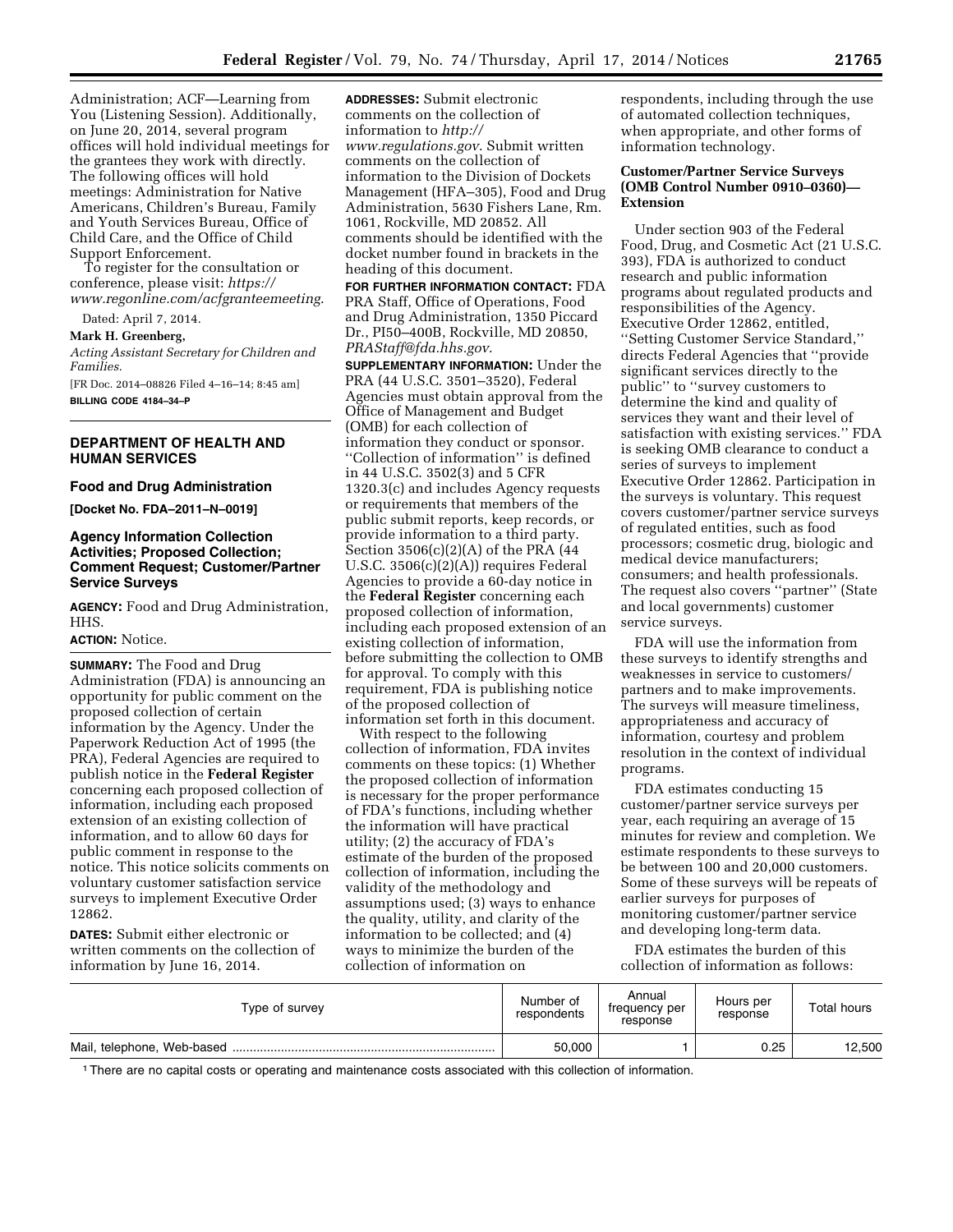Administration; ACF—Learning from You (Listening Session). Additionally, on June 20, 2014, several program offices will hold individual meetings for the grantees they work with directly. The following offices will hold meetings: Administration for Native Americans, Children's Bureau, Family and Youth Services Bureau, Office of Child Care, and the Office of Child Support Enforcement.

To register for the consultation or conference, please visit: *https://www.regonline.com/acfgranteemeeting*.

Dated: April 7, 2014.

**Mark H. Greenberg,**

*Acting Assistant Secretary for Children and Families.*

[FR Doc. 2014–08826 Filed 4–16–14; 8:45 am]

**BILLING CODE 4184–34–P**

## DEPARTMENT OF HEALTH AND HUMAN SERVICES

### Food and Drug Administration

**[Docket No. FDA–2011–N–0019]**

### Agency Information Collection Activities; Proposed Collection; Comment Request; Customer/Partner Service Surveys

**AGENCY:** Food and Drug Administration, HHS.

**ACTION:** Notice.

**SUMMARY:** The Food and Drug Administration (FDA) is announcing an opportunity for public comment on the proposed collection of certain information by the Agency. Under the Paperwork Reduction Act of 1995 (the PRA), Federal Agencies are required to publish notice in the **Federal Register** concerning each proposed collection of information, including each proposed extension of an existing collection of information, and to allow 60 days for public comment in response to the notice. This notice solicits comments on voluntary customer satisfaction service surveys to implement Executive Order 12862.

**DATES:** Submit either electronic or written comments on the collection of information by June 16, 2014.

**ADDRESSES:** Submit electronic comments on the collection of information to *http://www.regulations.gov*. Submit written comments on the collection of information to the Division of Dockets Management (HFA–305), Food and Drug Administration, 5630 Fishers Lane, Rm. 1061, Rockville, MD 20852. All comments should be identified with the docket number found in brackets in the heading of this document.

**FOR FURTHER INFORMATION CONTACT:** FDA PRA Staff, Office of Operations, Food and Drug Administration, 1350 Piccard Dr., PI50–400B, Rockville, MD 20850, *PRAStaff@fda.hhs.gov*.

**SUPPLEMENTARY INFORMATION:** Under the PRA (44 U.S.C. 3501–3520), Federal Agencies must obtain approval from the Office of Management and Budget (OMB) for each collection of information they conduct or sponsor. ''Collection of information'' is defined in 44 U.S.C. 3502(3) and 5 CFR 1320.3(c) and includes Agency requests or requirements that members of the public submit reports, keep records, or provide information to a third party. Section 3506(c)(2)(A) of the PRA (44 U.S.C. 3506(c)(2)(A)) requires Federal Agencies to provide a 60-day notice in the **Federal Register** concerning each proposed collection of information, including each proposed extension of an existing collection of information, before submitting the collection to OMB for approval. To comply with this requirement, FDA is publishing notice of the proposed collection of information set forth in this document.

With respect to the following collection of information, FDA invites comments on these topics: (1) Whether the proposed collection of information is necessary for the proper performance of FDA's functions, including whether the information will have practical utility; (2) the accuracy of FDA's estimate of the burden of the proposed collection of information, including the validity of the methodology and assumptions used; (3) ways to enhance the quality, utility, and clarity of the information to be collected; and (4) ways to minimize the burden of the collection of information on respondents, including through the use of automated collection techniques, when appropriate, and other forms of information technology.

### Customer/Partner Service Surveys (OMB Control Number 0910–0360)—Extension

Under section 903 of the Federal Food, Drug, and Cosmetic Act (21 U.S.C. 393), FDA is authorized to conduct research and public information programs about regulated products and responsibilities of the Agency. Executive Order 12862, entitled, ''Setting Customer Service Standard,'' directs Federal Agencies that ''provide significant services directly to the public'' to ''survey customers to determine the kind and quality of services they want and their level of satisfaction with existing services.'' FDA is seeking OMB clearance to conduct a series of surveys to implement Executive Order 12862. Participation in the surveys is voluntary. This request covers customer/partner service surveys of regulated entities, such as food processors; cosmetic drug, biologic and medical device manufacturers; consumers; and health professionals. The request also covers ''partner'' (State and local governments) customer service surveys.

FDA will use the information from these surveys to identify strengths and weaknesses in service to customers/partners and to make improvements. The surveys will measure timeliness, appropriateness and accuracy of information, courtesy and problem resolution in the context of individual programs.

FDA estimates conducting 15 customer/partner service surveys per year, each requiring an average of 15 minutes for review and completion. We estimate respondents to these surveys to be between 100 and 20,000 customers. Some of these surveys will be repeats of earlier surveys for purposes of monitoring customer/partner service and developing long-term data.

FDA estimates the burden of this collection of information as follows:

| Type of survey | Number of respondents | Annual frequency per response | Hours per response | Total hours |
|---|---|---|---|---|
| Mail, telephone, Web-based | 50,000 | 1 | 0.25 | 12,500 |

[1] There are no capital costs or operating and maintenance costs associated with this collection of information.